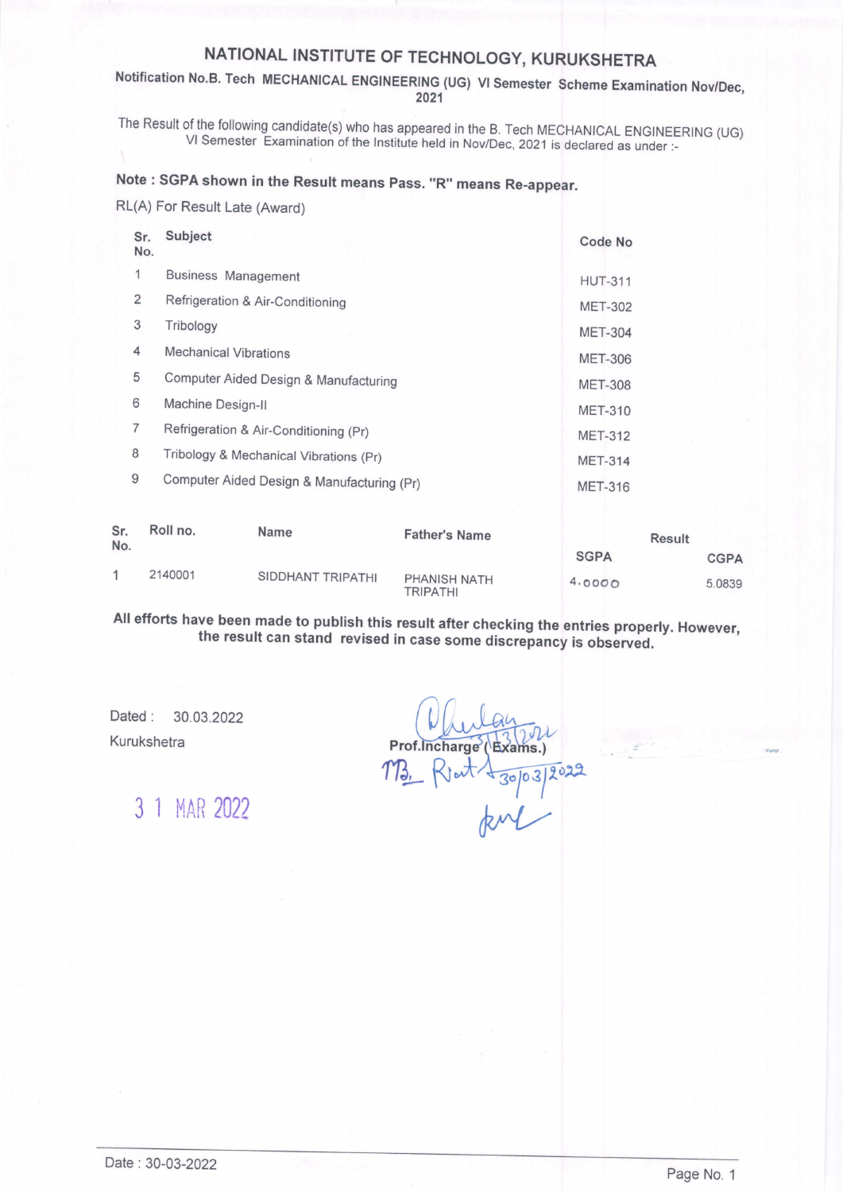# NATIONAL INSTITUTE OF TECHNOLOGY, KURUKSHETRA

**Notification No.B. Tech MECHANICAL ENGINEERING (UG) VI Semester Scheme Examination Nov/Dec, 2021**

The Result of the following candidate(s) who has appeared in the B. Tech MECHANICAL ENGINEERING (UG) VI Semester Examination of the Institute held in Nov/Dec, 2021 is declared as under :-

**Note : SGPA shown in the Result means Pass. "R" means Re-appear.**

RL(A) For Result Late (Award)

| Sr. No. | Subject | Code No |
|---|---|---|
| 1 | Business Management | HUT-311 |
| 2 | Refrigeration & Air-Conditioning | MET-302 |
| 3 | Tribology | MET-304 |
| 4 | Mechanical Vibrations | MET-306 |
| 5 | Computer Aided Design & Manufacturing | MET-308 |
| 6 | Machine Design-II | MET-310 |
| 7 | Refrigeration & Air-Conditioning (Pr) | MET-312 |
| 8 | Tribology & Mechanical Vibrations (Pr) | MET-314 |
| 9 | Computer Aided Design & Manufacturing (Pr) | MET-316 |

| Sr. No. | Roll no. | Name | Father's Name | Result | |
|---|---|---|---|---|---|
| | | | | SGPA | CGPA |
| 1 | 2140001 | SIDDHANT TRIPATHI | PHANISH NATH TRIPATHI | 4.0000 | 5.0839 |

**All efforts have been made to publish this result after checking the entries properly. However, the result can stand revised in case some discrepancy is observed.**

Dated : 30.03.2022

Kurukshetra

31 MAR 2022

Prof.Incharge (Exams.)

30/03/2022

Date : 30-03-2022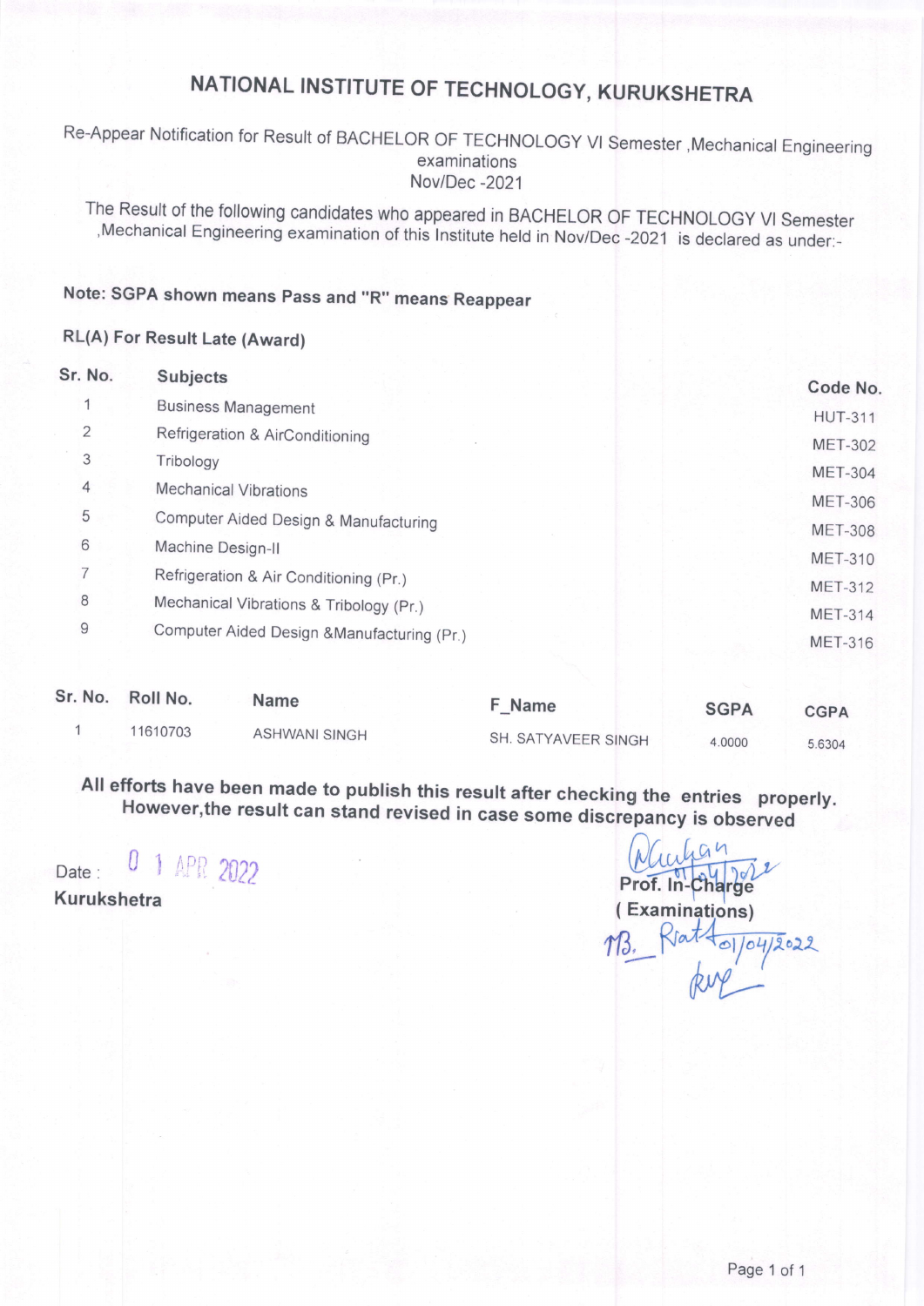# NATIONAL INSTITUTE OF TECHNOLOGY, KURUKSHETRA

Re-Appear Notification for Result of BACHELOR OF TECHNOLOGY VI Semester ,Mechanical Engineering examinations
Nov/Dec -2021

The Result of the following candidates who appeared in BACHELOR OF TECHNOLOGY VI Semester ,Mechanical Engineering examination of this Institute held in Nov/Dec -2021 is declared as under:-

**Note: SGPA shown means Pass and "R" means Reappear**

**RL(A) For Result Late (Award)**

| Sr. No. | Subjects | Code No. |
|---|---|---|
| 1 | Business Management | HUT-311 |
| 2 | Refrigeration & AirConditioning | MET-302 |
| 3 | Tribology | MET-304 |
| 4 | Mechanical Vibrations | MET-306 |
| 5 | Computer Aided Design & Manufacturing | MET-308 |
| 6 | Machine Design-II | MET-310 |
| 7 | Refrigeration & Air Conditioning (Pr.) | MET-312 |
| 8 | Mechanical Vibrations & Tribology (Pr.) | MET-314 |
| 9 | Computer Aided Design &Manufacturing (Pr.) | MET-316 |

| Sr. No. | Roll No. | Name | F_Name | SGPA | CGPA |
|---|---|---|---|---|---|
| 1 | 11610703 | ASHWANI SINGH | SH. SATYAVEER SINGH | 4.0000 | 5.6304 |

**All efforts have been made to publish this result after checking the entries properly. However,the result can stand revised in case some discrepancy is observed**

Date : 01 APR 2022

**Kurukshetra**

Prof. In-Charge
( Examinations)